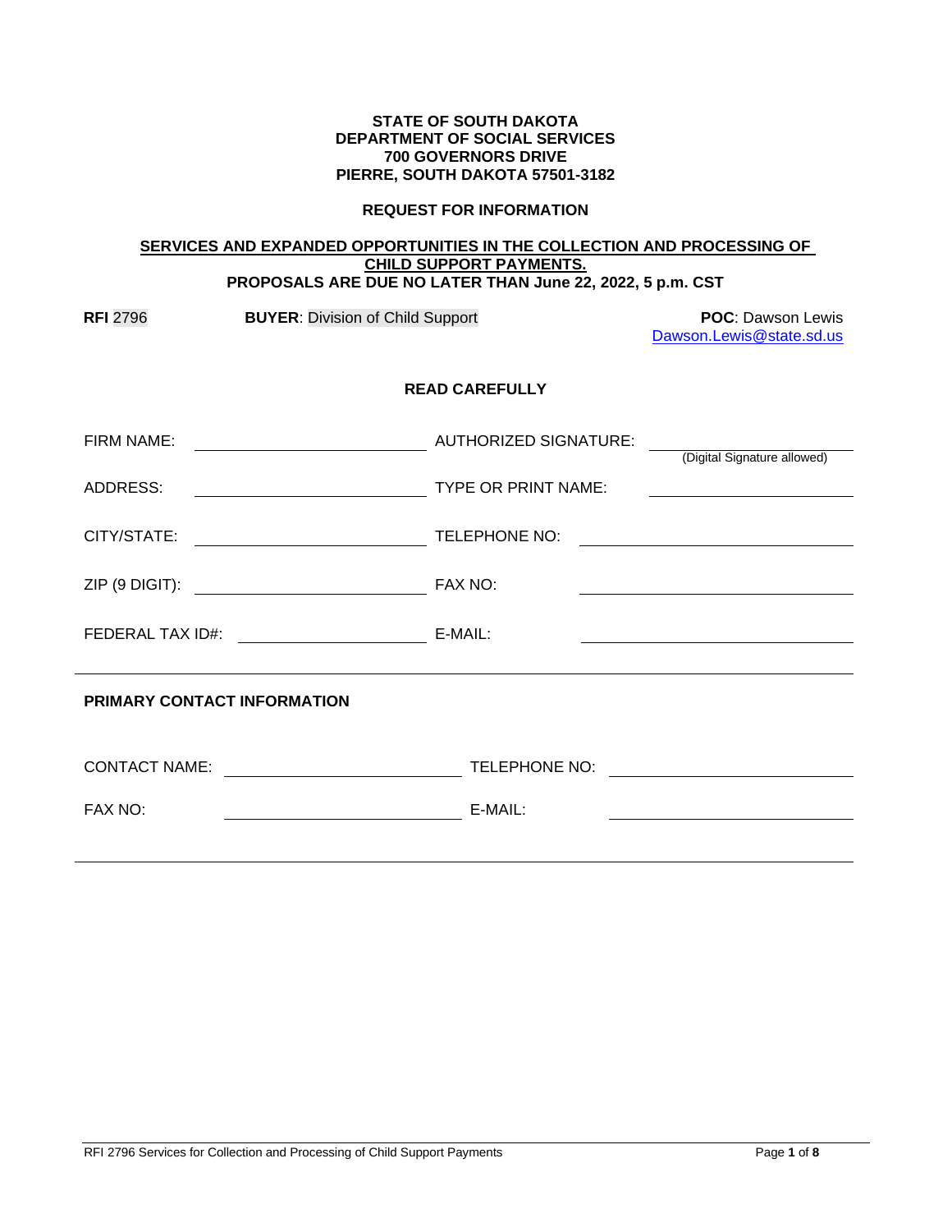**STATE OF SOUTH DAKOTA**
**DEPARTMENT OF SOCIAL SERVICES**
**700 GOVERNORS DRIVE**
**PIERRE, SOUTH DAKOTA 57501-3182**

**REQUEST FOR INFORMATION**

**SERVICES AND EXPANDED OPPORTUNITIES IN THE COLLECTION AND PROCESSING OF CHILD SUPPORT PAYMENTS.**
**PROPOSALS ARE DUE NO LATER THAN June 22, 2022, 5 p.m. CST**

**RFI** 2796 **BUYER**: Division of Child Support **POC**: Dawson Lewis Dawson.Lewis@state.sd.us

**READ CAREFULLY**

| | | | |
|---|---|---|---|
| FIRM NAME: | | AUTHORIZED SIGNATURE: | (Digital Signature allowed) |
| ADDRESS: | | TYPE OR PRINT NAME: | |
| CITY/STATE: | | TELEPHONE NO: | |
| ZIP (9 DIGIT): | | FAX NO: | |
| FEDERAL TAX ID#: | | E-MAIL: | |

**PRIMARY CONTACT INFORMATION**

| | | | |
|---|---|---|---|
| CONTACT NAME: | | TELEPHONE NO: | |
| FAX NO: | | E-MAIL: | |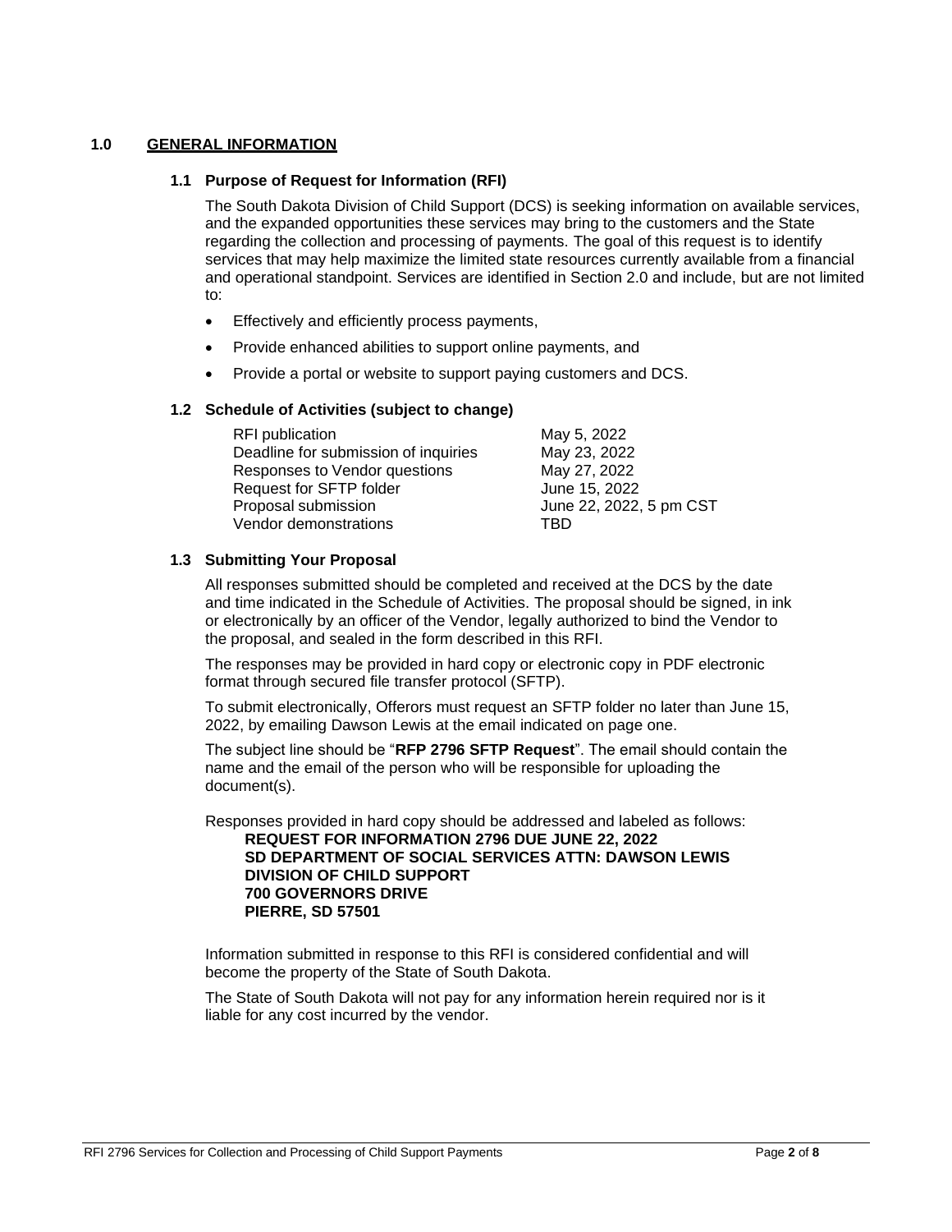# 1.0 GENERAL INFORMATION

## 1.1 Purpose of Request for Information (RFI)

The South Dakota Division of Child Support (DCS) is seeking information on available services, and the expanded opportunities these services may bring to the customers and the State regarding the collection and processing of payments. The goal of this request is to identify services that may help maximize the limited state resources currently available from a financial and operational standpoint. Services are identified in Section 2.0 and include, but are not limited to:

- Effectively and efficiently process payments,
- Provide enhanced abilities to support online payments, and
- Provide a portal or website to support paying customers and DCS.

## 1.2 Schedule of Activities (subject to change)

| | |
|---|---|
| RFI publication | May 5, 2022 |
| Deadline for submission of inquiries | May 23, 2022 |
| Responses to Vendor questions | May 27, 2022 |
| Request for SFTP folder | June 15, 2022 |
| Proposal submission | June 22, 2022, 5 pm CST |
| Vendor demonstrations | TBD |

## 1.3 Submitting Your Proposal

All responses submitted should be completed and received at the DCS by the date and time indicated in the Schedule of Activities. The proposal should be signed, in ink or electronically by an officer of the Vendor, legally authorized to bind the Vendor to the proposal, and sealed in the form described in this RFI.

The responses may be provided in hard copy or electronic copy in PDF electronic format through secured file transfer protocol (SFTP).

To submit electronically, Offerors must request an SFTP folder no later than June 15, 2022, by emailing Dawson Lewis at the email indicated on page one.

The subject line should be "**RFP 2796 SFTP Request**". The email should contain the name and the email of the person who will be responsible for uploading the document(s).

Responses provided in hard copy should be addressed and labeled as follows:

**REQUEST FOR INFORMATION 2796 DUE JUNE 22, 2022**
**SD DEPARTMENT OF SOCIAL SERVICES ATTN: DAWSON LEWIS**
**DIVISION OF CHILD SUPPORT**
**700 GOVERNORS DRIVE**
**PIERRE, SD 57501**

Information submitted in response to this RFI is considered confidential and will become the property of the State of South Dakota.

The State of South Dakota will not pay for any information herein required nor is it liable for any cost incurred by the vendor.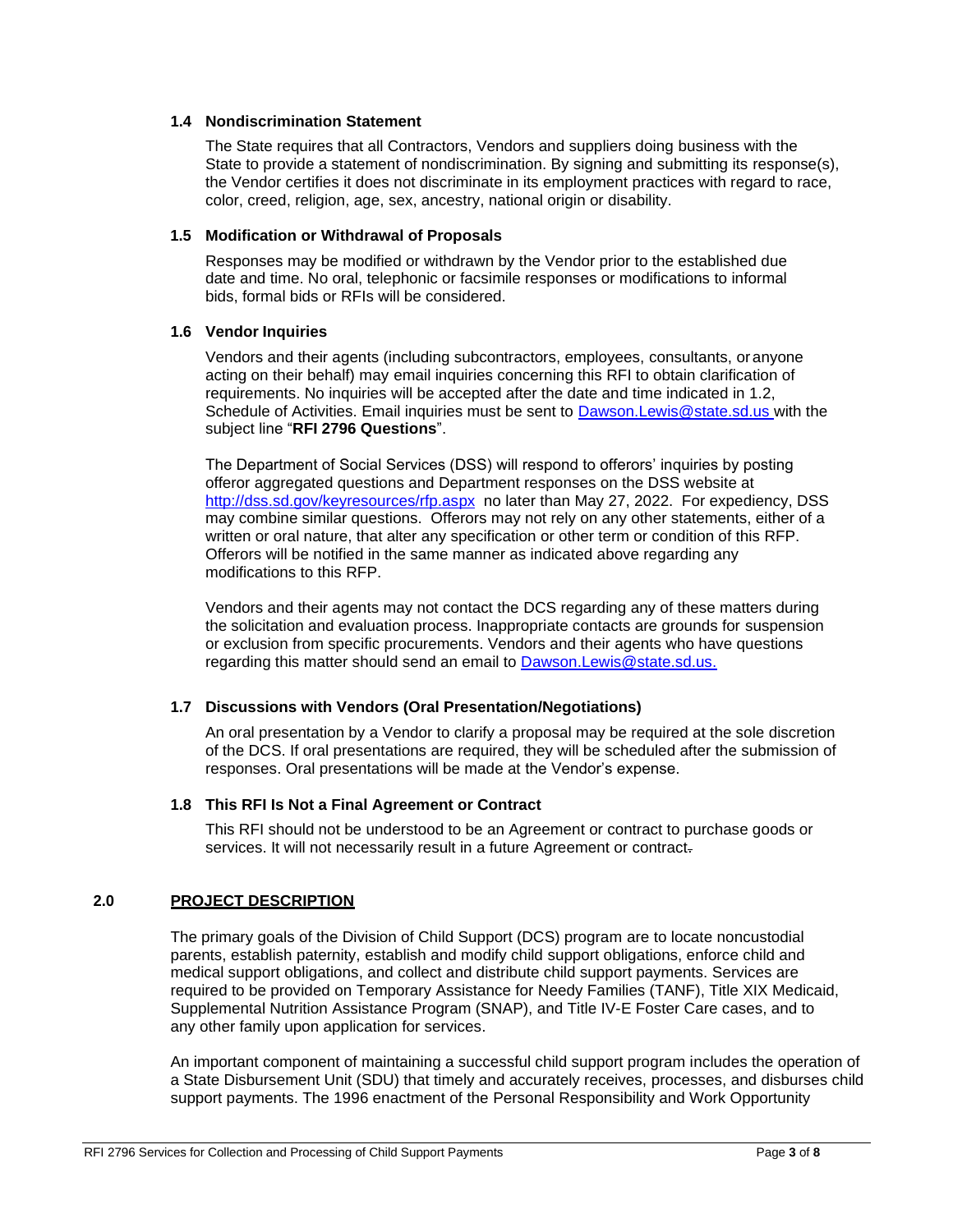### 1.4 Nondiscrimination Statement

The State requires that all Contractors, Vendors and suppliers doing business with the State to provide a statement of nondiscrimination. By signing and submitting its response(s), the Vendor certifies it does not discriminate in its employment practices with regard to race, color, creed, religion, age, sex, ancestry, national origin or disability.

### 1.5 Modification or Withdrawal of Proposals

Responses may be modified or withdrawn by the Vendor prior to the established due date and time. No oral, telephonic or facsimile responses or modifications to informal bids, formal bids or RFIs will be considered.

### 1.6 Vendor Inquiries

Vendors and their agents (including subcontractors, employees, consultants, or anyone acting on their behalf) may email inquiries concerning this RFI to obtain clarification of requirements. No inquiries will be accepted after the date and time indicated in 1.2, Schedule of Activities. Email inquiries must be sent to [Dawson.Lewis@state.sd.us](mailto:Dawson.Lewis@state.sd.us) with the subject line "**RFI 2796 Questions**".

The Department of Social Services (DSS) will respond to offerors' inquiries by posting offeror aggregated questions and Department responses on the DSS website at [http://dss.sd.gov/keyresources/rfp.aspx](http://dss.sd.gov/keyresources/rfp.aspx) no later than May 27, 2022. For expediency, DSS may combine similar questions. Offerors may not rely on any other statements, either of a written or oral nature, that alter any specification or other term or condition of this RFP. Offerors will be notified in the same manner as indicated above regarding any modifications to this RFP.

Vendors and their agents may not contact the DCS regarding any of these matters during the solicitation and evaluation process. Inappropriate contacts are grounds for suspension or exclusion from specific procurements. Vendors and their agents who have questions regarding this matter should send an email to [Dawson.Lewis@state.sd.us.](mailto:Dawson.Lewis@state.sd.us)

### 1.7 Discussions with Vendors (Oral Presentation/Negotiations)

An oral presentation by a Vendor to clarify a proposal may be required at the sole discretion of the DCS. If oral presentations are required, they will be scheduled after the submission of responses. Oral presentations will be made at the Vendor's expense.

### 1.8 This RFI Is Not a Final Agreement or Contract

This RFI should not be understood to be an Agreement or contract to purchase goods or services. It will not necessarily result in a future Agreement or contract.

## 2.0 PROJECT DESCRIPTION

The primary goals of the Division of Child Support (DCS) program are to locate noncustodial parents, establish paternity, establish and modify child support obligations, enforce child and medical support obligations, and collect and distribute child support payments. Services are required to be provided on Temporary Assistance for Needy Families (TANF), Title XIX Medicaid, Supplemental Nutrition Assistance Program (SNAP), and Title IV-E Foster Care cases, and to any other family upon application for services.

An important component of maintaining a successful child support program includes the operation of a State Disbursement Unit (SDU) that timely and accurately receives, processes, and disburses child support payments. The 1996 enactment of the Personal Responsibility and Work Opportunity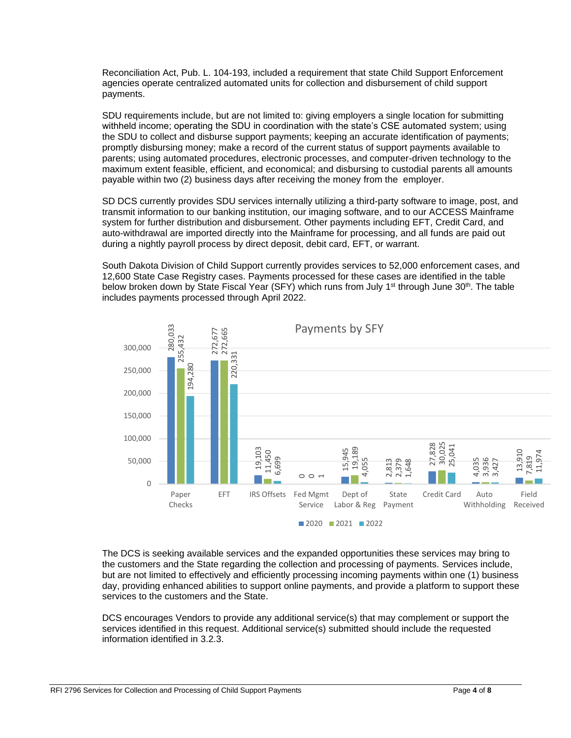Reconciliation Act, Pub. L. 104-193, included a requirement that state Child Support Enforcement agencies operate centralized automated units for collection and disbursement of child support payments.

SDU requirements include, but are not limited to: giving employers a single location for submitting withheld income; operating the SDU in coordination with the state's CSE automated system; using the SDU to collect and disburse support payments; keeping an accurate identification of payments; promptly disbursing money; make a record of the current status of support payments available to parents; using automated procedures, electronic processes, and computer-driven technology to the maximum extent feasible, efficient, and economical; and disbursing to custodial parents all amounts payable within two (2) business days after receiving the money from the employer.

SD DCS currently provides SDU services internally utilizing a third-party software to image, post, and transmit information to our banking institution, our imaging software, and to our ACCESS Mainframe system for further distribution and disbursement. Other payments including EFT, Credit Card, and auto-withdrawal are imported directly into the Mainframe for processing, and all funds are paid out during a nightly payroll process by direct deposit, debit card, EFT, or warrant.

South Dakota Division of Child Support currently provides services to 52,000 enforcement cases, and 12,600 State Case Registry cases. Payments processed for these cases are identified in the table below broken down by State Fiscal Year (SFY) which runs from July 1st through June 30th. The table includes payments processed through April 2022.

**Payments by SFY**

| Payment Type | 2020 | 2021 | 2022 |
|---|---|---|---|
| Paper Checks | 280,033 | 255,432 | 194,280 |
| EFT | 272,677 | 272,665 | 220,331 |
| IRS Offsets | 19,103 | 11,450 | 6,699 |
| Fed Mgmt Service | 0 | 0 | 1 |
| Dept of Labor & Reg | 15,945 | 19,189 | 4,055 |
| State Payment | 2,813 | 2,379 | 1,648 |
| Credit Card | 27,828 | 30,025 | 25,041 |
| Auto Withholding | 4,035 | 3,936 | 3,427 |
| Field Received | 13,910 | 7,819 | 11,974 |

The DCS is seeking available services and the expanded opportunities these services may bring to the customers and the State regarding the collection and processing of payments. Services include, but are not limited to effectively and efficiently processing incoming payments within one (1) business day, providing enhanced abilities to support online payments, and provide a platform to support these services to the customers and the State.

DCS encourages Vendors to provide any additional service(s) that may complement or support the services identified in this request. Additional service(s) submitted should include the requested information identified in 3.2.3.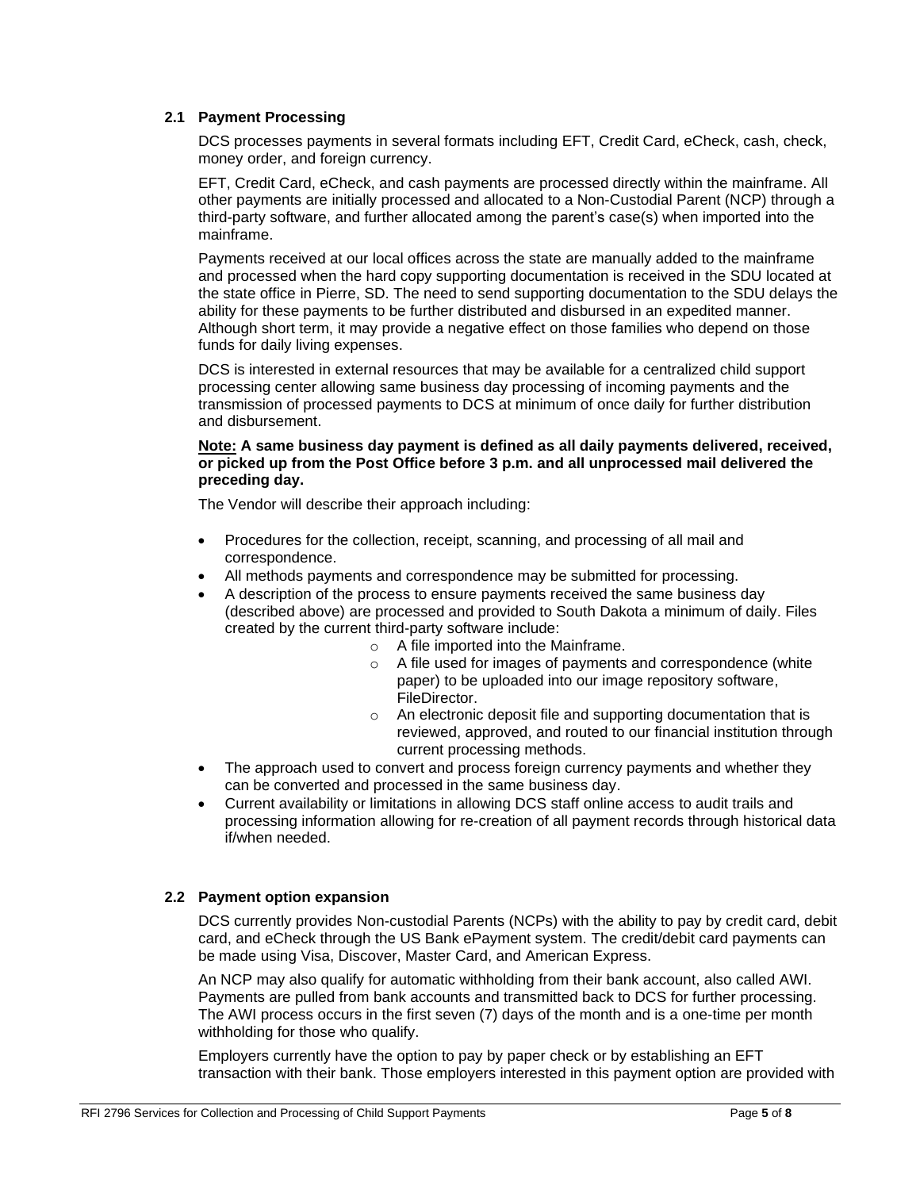### 2.1 Payment Processing

DCS processes payments in several formats including EFT, Credit Card, eCheck, cash, check, money order, and foreign currency.

EFT, Credit Card, eCheck, and cash payments are processed directly within the mainframe. All other payments are initially processed and allocated to a Non-Custodial Parent (NCP) through a third-party software, and further allocated among the parent's case(s) when imported into the mainframe.

Payments received at our local offices across the state are manually added to the mainframe and processed when the hard copy supporting documentation is received in the SDU located at the state office in Pierre, SD. The need to send supporting documentation to the SDU delays the ability for these payments to be further distributed and disbursed in an expedited manner. Although short term, it may provide a negative effect on those families who depend on those funds for daily living expenses.

DCS is interested in external resources that may be available for a centralized child support processing center allowing same business day processing of incoming payments and the transmission of processed payments to DCS at minimum of once daily for further distribution and disbursement.

**Note: A same business day payment is defined as all daily payments delivered, received, or picked up from the Post Office before 3 p.m. and all unprocessed mail delivered the preceding day.**

The Vendor will describe their approach including:

- Procedures for the collection, receipt, scanning, and processing of all mail and correspondence.
- All methods payments and correspondence may be submitted for processing.
- A description of the process to ensure payments received the same business day (described above) are processed and provided to South Dakota a minimum of daily. Files created by the current third-party software include:
  - A file imported into the Mainframe.
  - A file used for images of payments and correspondence (white paper) to be uploaded into our image repository software, FileDirector.
  - An electronic deposit file and supporting documentation that is reviewed, approved, and routed to our financial institution through current processing methods.
- The approach used to convert and process foreign currency payments and whether they can be converted and processed in the same business day.
- Current availability or limitations in allowing DCS staff online access to audit trails and processing information allowing for re-creation of all payment records through historical data if/when needed.

### 2.2 Payment option expansion

DCS currently provides Non-custodial Parents (NCPs) with the ability to pay by credit card, debit card, and eCheck through the US Bank ePayment system. The credit/debit card payments can be made using Visa, Discover, Master Card, and American Express.

An NCP may also qualify for automatic withholding from their bank account, also called AWI. Payments are pulled from bank accounts and transmitted back to DCS for further processing. The AWI process occurs in the first seven (7) days of the month and is a one-time per month withholding for those who qualify.

Employers currently have the option to pay by paper check or by establishing an EFT transaction with their bank. Those employers interested in this payment option are provided with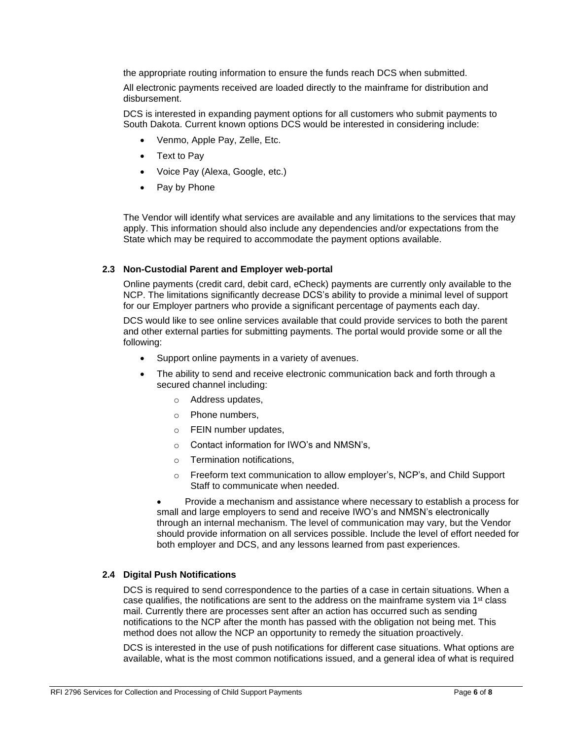the appropriate routing information to ensure the funds reach DCS when submitted.

All electronic payments received are loaded directly to the mainframe for distribution and disbursement.

DCS is interested in expanding payment options for all customers who submit payments to South Dakota. Current known options DCS would be interested in considering include:

- Venmo, Apple Pay, Zelle, Etc.
- Text to Pay
- Voice Pay (Alexa, Google, etc.)
- Pay by Phone

The Vendor will identify what services are available and any limitations to the services that may apply. This information should also include any dependencies and/or expectations from the State which may be required to accommodate the payment options available.

### 2.3 Non-Custodial Parent and Employer web-portal

Online payments (credit card, debit card, eCheck) payments are currently only available to the NCP. The limitations significantly decrease DCS's ability to provide a minimal level of support for our Employer partners who provide a significant percentage of payments each day.

DCS would like to see online services available that could provide services to both the parent and other external parties for submitting payments. The portal would provide some or all the following:

- Support online payments in a variety of avenues.
- The ability to send and receive electronic communication back and forth through a secured channel including:
  - Address updates,
  - Phone numbers,
  - FEIN number updates,
  - Contact information for IWO's and NMSN's,
  - Termination notifications,
  - Freeform text communication to allow employer's, NCP's, and Child Support Staff to communicate when needed.
- Provide a mechanism and assistance where necessary to establish a process for small and large employers to send and receive IWO's and NMSN's electronically through an internal mechanism. The level of communication may vary, but the Vendor should provide information on all services possible. Include the level of effort needed for both employer and DCS, and any lessons learned from past experiences.

### 2.4 Digital Push Notifications

DCS is required to send correspondence to the parties of a case in certain situations. When a case qualifies, the notifications are sent to the address on the mainframe system via 1st class mail. Currently there are processes sent after an action has occurred such as sending notifications to the NCP after the month has passed with the obligation not being met. This method does not allow the NCP an opportunity to remedy the situation proactively.

DCS is interested in the use of push notifications for different case situations. What options are available, what is the most common notifications issued, and a general idea of what is required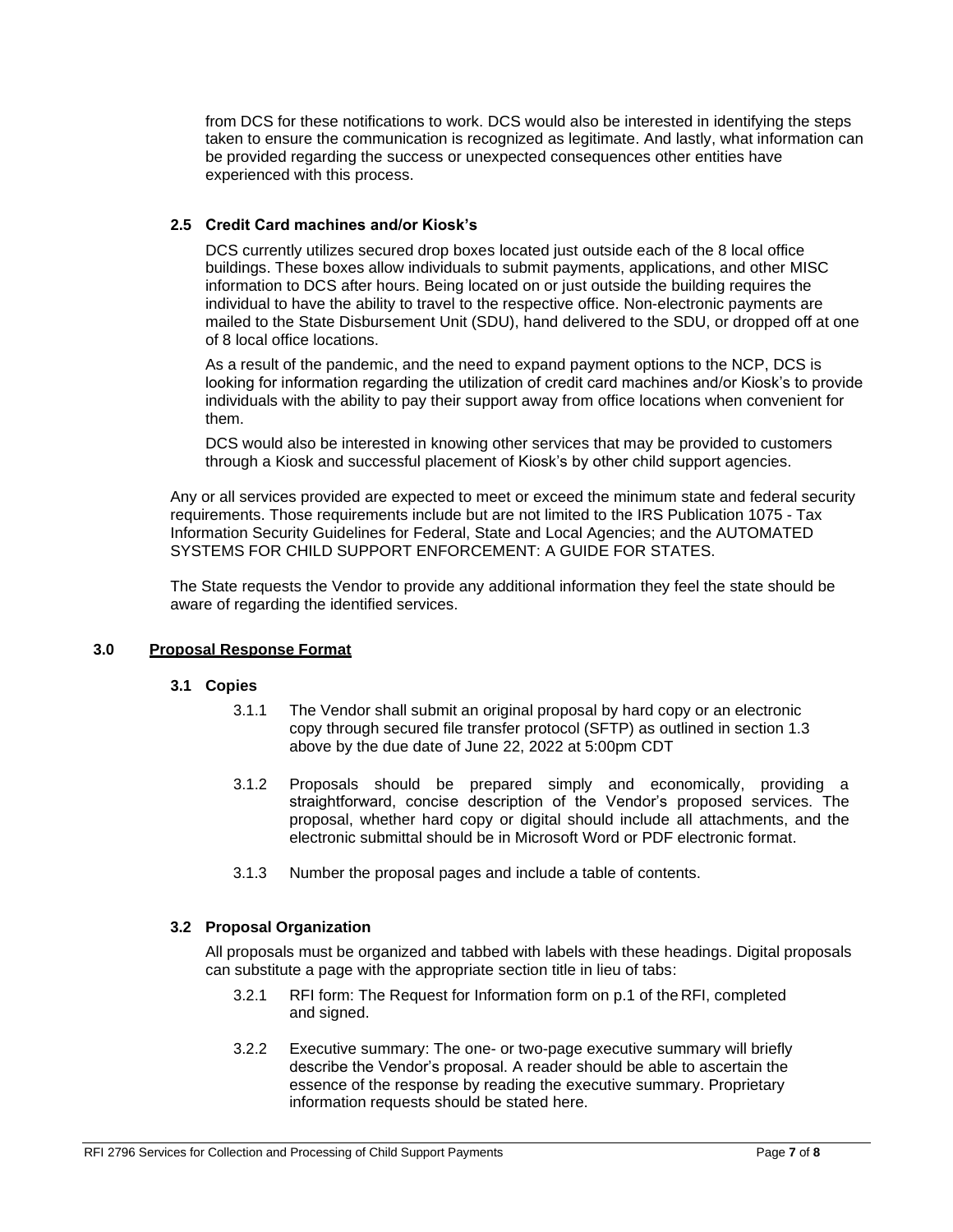from DCS for these notifications to work. DCS would also be interested in identifying the steps taken to ensure the communication is recognized as legitimate. And lastly, what information can be provided regarding the success or unexpected consequences other entities have experienced with this process.

### 2.5 Credit Card machines and/or Kiosk's

DCS currently utilizes secured drop boxes located just outside each of the 8 local office buildings. These boxes allow individuals to submit payments, applications, and other MISC information to DCS after hours. Being located on or just outside the building requires the individual to have the ability to travel to the respective office. Non-electronic payments are mailed to the State Disbursement Unit (SDU), hand delivered to the SDU, or dropped off at one of 8 local office locations.

As a result of the pandemic, and the need to expand payment options to the NCP, DCS is looking for information regarding the utilization of credit card machines and/or Kiosk's to provide individuals with the ability to pay their support away from office locations when convenient for them.

DCS would also be interested in knowing other services that may be provided to customers through a Kiosk and successful placement of Kiosk's by other child support agencies.

Any or all services provided are expected to meet or exceed the minimum state and federal security requirements. Those requirements include but are not limited to the IRS Publication 1075 - Tax Information Security Guidelines for Federal, State and Local Agencies; and the AUTOMATED SYSTEMS FOR CHILD SUPPORT ENFORCEMENT: A GUIDE FOR STATES.

The State requests the Vendor to provide any additional information they feel the state should be aware of regarding the identified services.

## 3.0 Proposal Response Format

### 3.1 Copies

3.1.1 The Vendor shall submit an original proposal by hard copy or an electronic copy through secured file transfer protocol (SFTP) as outlined in section 1.3 above by the due date of June 22, 2022 at 5:00pm CDT

3.1.2 Proposals should be prepared simply and economically, providing a straightforward, concise description of the Vendor's proposed services. The proposal, whether hard copy or digital should include all attachments, and the electronic submittal should be in Microsoft Word or PDF electronic format.

3.1.3 Number the proposal pages and include a table of contents.

### 3.2 Proposal Organization

All proposals must be organized and tabbed with labels with these headings. Digital proposals can substitute a page with the appropriate section title in lieu of tabs:

3.2.1 RFI form: The Request for Information form on p.1 of the RFI, completed and signed.

3.2.2 Executive summary: The one- or two-page executive summary will briefly describe the Vendor's proposal. A reader should be able to ascertain the essence of the response by reading the executive summary. Proprietary information requests should be stated here.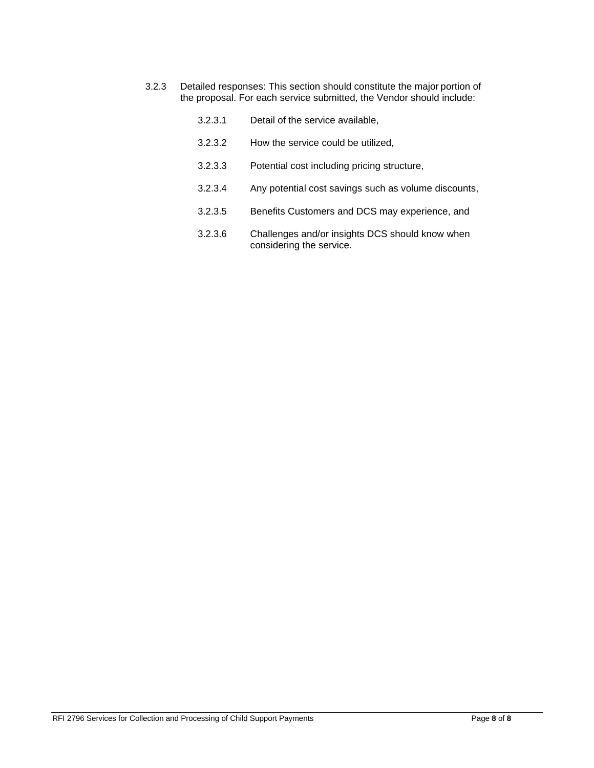3.2.3 Detailed responses: This section should constitute the major portion of the proposal. For each service submitted, the Vendor should include:

- 3.2.3.1 Detail of the service available,
- 3.2.3.2 How the service could be utilized,
- 3.2.3.3 Potential cost including pricing structure,
- 3.2.3.4 Any potential cost savings such as volume discounts,
- 3.2.3.5 Benefits Customers and DCS may experience, and
- 3.2.3.6 Challenges and/or insights DCS should know when considering the service.